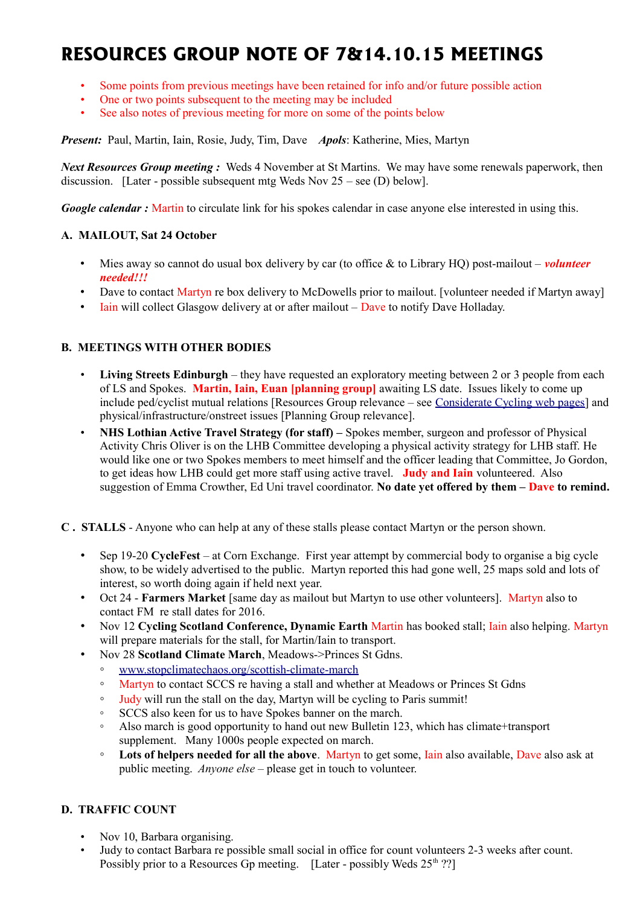# RESOURCES GROUP NOTE OF 7&14.10.15 MEETINGS

- Some points from previous meetings have been retained for info and/or future possible action
- One or two points subsequent to the meeting may be included
- See also notes of previous meeting for more on some of the points below

***Present:*** Paul, Martin, Iain, Rosie, Judy, Tim, Dave ***Apols***: Katherine, Mies, Martyn

***Next Resources Group meeting :*** Weds 4 November at St Martins. We may have some renewals paperwork, then discussion. [Later - possible subsequent mtg Weds Nov 25 – see (D) below].

***Google calendar :*** Martin to circulate link for his spokes calendar in case anyone else interested in using this.

### A. MAILOUT, Sat 24 October

- Mies away so cannot do usual box delivery by car (to office & to Library HQ) post-mailout – ***volunteer needed!!!***
- Dave to contact Martyn re box delivery to McDowells prior to mailout. [volunteer needed if Martyn away]
- Iain will collect Glasgow delivery at or after mailout – Dave to notify Dave Holladay.

### B. MEETINGS WITH OTHER BODIES

- **Living Streets Edinburgh** – they have requested an exploratory meeting between 2 or 3 people from each of LS and Spokes. **Martin, Iain, Euan [planning group]** awaiting LS date. Issues likely to come up include ped/cyclist mutual relations [Resources Group relevance – see Considerate Cycling web pages] and physical/infrastructure/onstreet issues [Planning Group relevance].
- **NHS Lothian Active Travel Strategy (for staff) –** Spokes member, surgeon and professor of Physical Activity Chris Oliver is on the LHB Committee developing a physical activity strategy for LHB staff. He would like one or two Spokes members to meet himself and the officer leading that Committee, Jo Gordon, to get ideas how LHB could get more staff using active travel. **Judy and Iain** volunteered. Also suggestion of Emma Crowther, Ed Uni travel coordinator. **No date yet offered by them – Dave to remind.**

### C . STALLS - Anyone who can help at any of these stalls please contact Martyn or the person shown.

- Sep 19-20 **CycleFest** – at Corn Exchange. First year attempt by commercial body to organise a big cycle show, to be widely advertised to the public. Martyn reported this had gone well, 25 maps sold and lots of interest, so worth doing again if held next year.
- Oct 24 - **Farmers Market** [same day as mailout but Martyn to use other volunteers]. Martyn also to contact FM re stall dates for 2016.
- Nov 12 **Cycling Scotland Conference, Dynamic Earth** Martin has booked stall; Iain also helping. Martyn will prepare materials for the stall, for Martin/Iain to transport.
- Nov 28 **Scotland Climate March**, Meadows->Princes St Gdns.
  - www.stopclimatechaos.org/scottish-climate-march
  - Martyn to contact SCCS re having a stall and whether at Meadows or Princes St Gdns
  - Judy will run the stall on the day, Martyn will be cycling to Paris summit!
  - SCCS also keen for us to have Spokes banner on the march.
  - Also march is good opportunity to hand out new Bulletin 123, which has climate+transport supplement. Many 1000s people expected on march.
  - **Lots of helpers needed for all the above**. Martyn to get some, Iain also available, Dave also ask at public meeting. *Anyone else* – please get in touch to volunteer.

### D. TRAFFIC COUNT

- Nov 10, Barbara organising.
- Judy to contact Barbara re possible small social in office for count volunteers 2-3 weeks after count. Possibly prior to a Resources Gp meeting. [Later - possibly Weds 25th ??]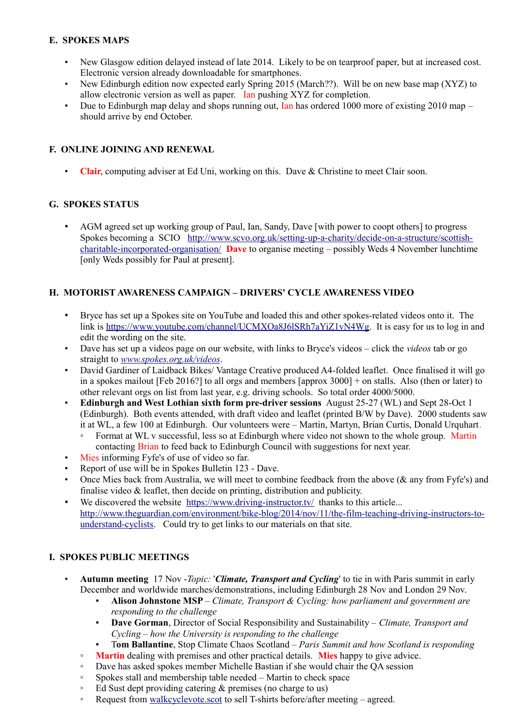### E. SPOKES MAPS

- New Glasgow edition delayed instead of late 2014. Likely to be on tearproof paper, but at increased cost. Electronic version already downloadable for smartphones.
- New Edinburgh edition now expected early Spring 2015 (March??). Will be on new base map (XYZ) to allow electronic version as well as paper. Ian pushing XYZ for completion.
- Due to Edinburgh map delay and shops running out, Ian has ordered 1000 more of existing 2010 map – should arrive by end October.

### F. ONLINE JOINING AND RENEWAL

- **Clair**, computing adviser at Ed Uni, working on this. Dave & Christine to meet Clair soon.

### G. SPOKES STATUS

- AGM agreed set up working group of Paul, Ian, Sandy, Dave [with power to coopt others] to progress Spokes becoming a SCIO http://www.scvo.org.uk/setting-up-a-charity/decide-on-a-structure/scottish-charitable-incorporated-organisation/ **Dave** to organise meeting – possibly Weds 4 November lunchtime [only Weds possibly for Paul at present].

### H. MOTORIST AWARENESS CAMPAIGN – DRIVERS' CYCLE AWARENESS VIDEO

- Bryce has set up a Spokes site on YouTube and loaded this and other spokes-related videos onto it. The link is https://www.youtube.com/channel/UCMXOa8J6lSRh7aYiZ1vN4Wg. It is easy for us to log in and edit the wording on the site.
- Dave has set up a videos page on our website, with links to Bryce's videos – click the *videos* tab or go straight to *www.spokes.org.uk/videos*.
- David Gardiner of Laidback Bikes/ Vantage Creative produced A4-folded leaflet. Once finalised it will go in a spokes mailout [Feb 2016?] to all orgs and members [approx 3000] + on stalls. Also (then or later) to other relevant orgs on list from last year, e.g. driving schools. So total order 4000/5000.
- **Edinburgh and West Lothian sixth form pre-driver sessions** August 25-27 (WL) and Sept 28-Oct 1 (Edinburgh). Both events attended, with draft video and leaflet (printed B/W by Dave). 2000 students saw it at WL, a few 100 at Edinburgh. Our volunteers were – Martin, Martyn, Brian Curtis, Donald Urquhart.
  - Format at WL v successful, less so at Edinburgh where video not shown to the whole group. Martin contacting Brian to feed back to Edinburgh Council with suggestions for next year.
- Mies informing Fyfe's of use of video so far.
- Report of use will be in Spokes Bulletin 123 - Dave.
- Once Mies back from Australia, we will meet to combine feedback from the above (& any from Fyfe's) and finalise video & leaflet, then decide on printing, distribution and publicity.
- We discovered the website https://www.driving-instructor.tv/ thanks to this article... http://www.theguardian.com/environment/bike-blog/2014/nov/11/the-film-teaching-driving-instructors-to-understand-cyclists. Could try to get links to our materials on that site.

### I. SPOKES PUBLIC MEETINGS

- **Autumn meeting** 17 Nov -*Topic:* '***Climate, Transport and Cycling***' to tie in with Paris summit in early December and worldwide marches/demonstrations, including Edinburgh 28 Nov and London 29 Nov.
  - **Alison Johnstone MSP** – *Climate, Transport & Cycling: how parliament and government are responding to the challenge*
  - **Dave Gorman**, Director of Social Responsibility and Sustainability – *Climate, Transport and Cycling – how the University is responding to the challenge*
  - **Tom Ballantine**, Stop Climate Chaos Scotland – *Paris Summit and how Scotland is responding*
  - **Martin** dealing with premises and other practical details. **Mies** happy to give advice.
  - Dave has asked spokes member Michelle Bastian if she would chair the QA session
  - Spokes stall and membership table needed – Martin to check space
  - Ed Sust dept providing catering & premises (no charge to us)
  - Request from walkcyclevote.scot to sell T-shirts before/after meeting – agreed.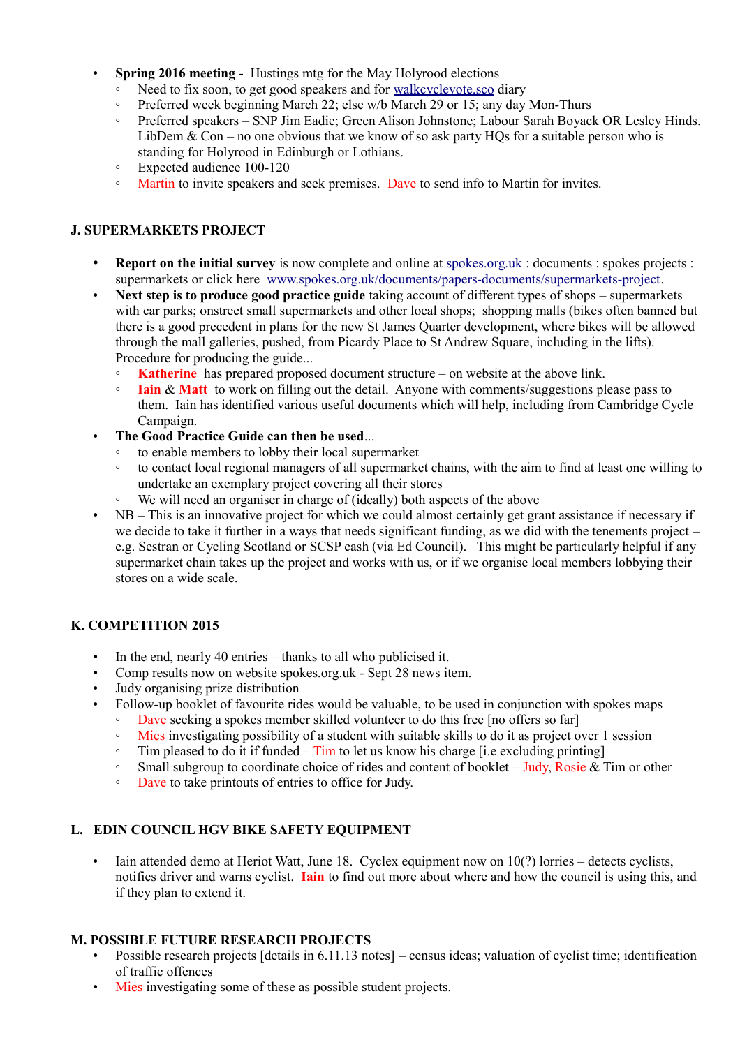- **Spring 2016 meeting** - Hustings mtg for the May Holyrood elections
  - Need to fix soon, to get good speakers and for walkcyclevote.sco diary
  - Preferred week beginning March 22; else w/b March 29 or 15; any day Mon-Thurs
  - Preferred speakers – SNP Jim Eadie; Green Alison Johnstone; Labour Sarah Boyack OR Lesley Hinds. LibDem & Con – no one obvious that we know of so ask party HQs for a suitable person who is standing for Holyrood in Edinburgh or Lothians.
  - Expected audience 100-120
  - Martin to invite speakers and seek premises. Dave to send info to Martin for invites.

## J. SUPERMARKETS PROJECT

- **Report on the initial survey** is now complete and online at spokes.org.uk : documents : spokes projects : supermarkets or click here www.spokes.org.uk/documents/papers-documents/supermarkets-project.
- **Next step is to produce good practice guide** taking account of different types of shops – supermarkets with car parks; onstreet small supermarkets and other local shops; shopping malls (bikes often banned but there is a good precedent in plans for the new St James Quarter development, where bikes will be allowed through the mall galleries, pushed, from Picardy Place to St Andrew Square, including in the lifts). Procedure for producing the guide...
  - **Katherine** has prepared proposed document structure – on website at the above link.
  - **Iain** & **Matt** to work on filling out the detail. Anyone with comments/suggestions please pass to them. Iain has identified various useful documents which will help, including from Cambridge Cycle Campaign.
- **The Good Practice Guide can then be used**...
  - to enable members to lobby their local supermarket
  - to contact local regional managers of all supermarket chains, with the aim to find at least one willing to undertake an exemplary project covering all their stores
  - We will need an organiser in charge of (ideally) both aspects of the above
- NB – This is an innovative project for which we could almost certainly get grant assistance if necessary if we decide to take it further in a ways that needs significant funding, as we did with the tenements project – e.g. Sestran or Cycling Scotland or SCSP cash (via Ed Council). This might be particularly helpful if any supermarket chain takes up the project and works with us, or if we organise local members lobbying their stores on a wide scale.

## K. COMPETITION 2015

- In the end, nearly 40 entries – thanks to all who publicised it.
- Comp results now on website spokes.org.uk - Sept 28 news item.
- Judy organising prize distribution
- Follow-up booklet of favourite rides would be valuable, to be used in conjunction with spokes maps
  - Dave seeking a spokes member skilled volunteer to do this free [no offers so far]
  - Mies investigating possibility of a student with suitable skills to do it as project over 1 session
  - Tim pleased to do it if funded – Tim to let us know his charge [i.e excluding printing]
  - Small subgroup to coordinate choice of rides and content of booklet – Judy, Rosie & Tim or other
  - Dave to take printouts of entries to office for Judy.

## L. EDIN COUNCIL HGV BIKE SAFETY EQUIPMENT

- Iain attended demo at Heriot Watt, June 18. Cyclex equipment now on 10(?) lorries – detects cyclists, notifies driver and warns cyclist. **Iain** to find out more about where and how the council is using this, and if they plan to extend it.

## M. POSSIBLE FUTURE RESEARCH PROJECTS

- Possible research projects [details in 6.11.13 notes] – census ideas; valuation of cyclist time; identification of traffic offences
- Mies investigating some of these as possible student projects.